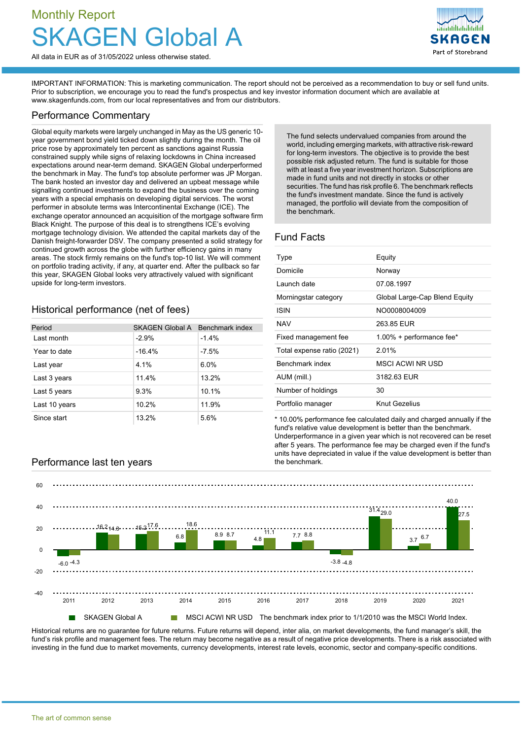Monthly Report

# SKAGEN Global A

All data in EUR as of 31/05/2022 unless otherwise stated.

IMPORTANT INFORMATION: This is marketing communication. The report should not be perceived as a recommendation to buy or sell fund units. Prior to subscription, we encourage you to read the fund's prospectus and key investor information document which are available at www.skagenfunds.com, from our local representatives and from our distributors.

## Performance Commentary

Global equity markets were largely unchanged in May as the US generic 10-year government bond yield ticked down slightly during the month. The oil price rose by approximately ten percent as sanctions against Russia constrained supply while signs of relaxing lockdowns in China increased expectations around near-term demand. SKAGEN Global underperformed the benchmark in May. The fund's top absolute performer was JP Morgan. The bank hosted an investor day and delivered an upbeat message while signalling continued investments to expand the business over the coming years with a special emphasis on developing digital services. The worst performer in absolute terms was Intercontinental Exchange (ICE). The exchange operator announced an acquisition of the mortgage software firm Black Knight. The purpose of this deal is to strengthens ICE's evolving mortgage technology division. We attended the capital markets day of the Danish freight-forwarder DSV. The company presented a solid strategy for continued growth across the globe with further efficiency gains in many areas. The stock firmly remains on the fund's top-10 list. We will comment on portfolio trading activity, if any, at quarter end. After the pullback so far this year, SKAGEN Global looks very attractively valued with significant upside for long-term investors.

The fund selects undervalued companies from around the world, including emerging markets, with attractive risk-reward for long-term investors. The objective is to provide the best possible risk adjusted return. The fund is suitable for those with at least a five year investment horizon. Subscriptions are made in fund units and not directly in stocks or other securities. The fund has risk profile 6. The benchmark reflects the fund's investment mandate. Since the fund is actively managed, the portfolio will deviate from the composition of the benchmark.

## Historical performance (net of fees)

| Period | SKAGEN Global A | Benchmark index |
|---|---|---|
| Last month | -2.9% | -1.4% |
| Year to date | -16.4% | -7.5% |
| Last year | 4.1% | 6.0% |
| Last 3 years | 11.4% | 13.2% |
| Last 5 years | 9.3% | 10.1% |
| Last 10 years | 10.2% | 11.9% |
| Since start | 13.2% | 5.6% |

## Fund Facts

| | |
|---|---|
| Type | Equity |
| Domicile | Norway |
| Launch date | 07.08.1997 |
| Morningstar category | Global Large-Cap Blend Equity |
| ISIN | NO0008004009 |
| NAV | 263.85 EUR |
| Fixed management fee | 1.00% + performance fee* |
| Total expense ratio (2021) | 2.01% |
| Benchmark index | MSCI ACWI NR USD |
| AUM (mill.) | 3182.63 EUR |
| Number of holdings | 30 |
| Portfolio manager | Knut Gezelius |

\* 10.00% performance fee calculated daily and charged annually if the fund's relative value development is better than the benchmark. Underperformance in a given year which is not recovered can be reset after 5 years. The performance fee may be charged even if the fund's units have depreciated in value if the value development is better than the benchmark.

## Performance last ten years

| Year | SKAGEN Global A | MSCI ACWI NR USD |
|---|---|---|
| 2011 | -6.0 | -4.3 |
| 2012 | 16.2 | 14.8 |
| 2013 | 15.3 | 17.6 |
| 2014 | 6.8 | 18.6 |
| 2015 | 8.9 | 8.7 |
| 2016 | 4.8 | 11.1 |
| 2017 | 7.7 | 8.8 |
| 2018 | -3.8 | -4.8 |
| 2019 | 31.4 | 29.0 |
| 2020 | 3.7 | 6.7 |
| 2021 | 40.0 | 27.5 |

The benchmark index prior to 1/1/2010 was the MSCI World Index.

Historical returns are no guarantee for future returns. Future returns will depend, inter alia, on market developments, the fund manager's skill, the fund's risk profile and management fees. The return may become negative as a result of negative price developments. There is a risk associated with investing in the fund due to market movements, currency developments, interest rate levels, economic, sector and company-specific conditions.

The art of common sense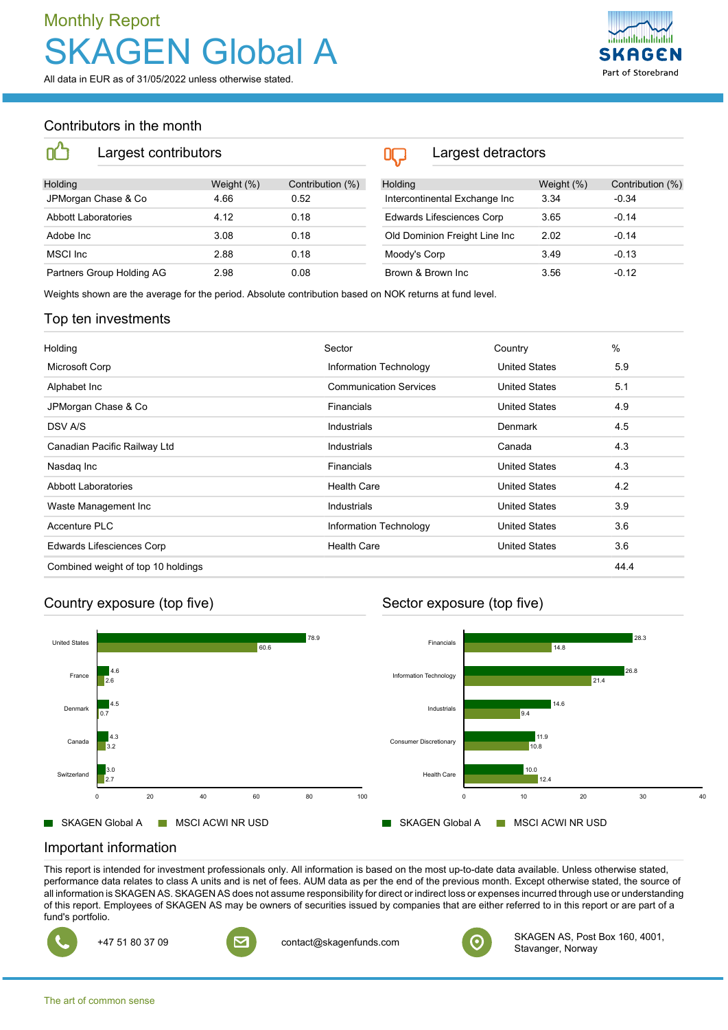Monthly Report

# SKAGEN Global A

All data in EUR as of 31/05/2022 unless otherwise stated.

SKAGEN
Part of Storebrand

## Contributors in the month

### Largest contributors

| Holding | Weight (%) | Contribution (%) |
|---|---|---|
| JPMorgan Chase & Co | 4.66 | 0.52 |
| Abbott Laboratories | 4.12 | 0.18 |
| Adobe Inc | 3.08 | 0.18 |
| MSCI Inc | 2.88 | 0.18 |
| Partners Group Holding AG | 2.98 | 0.08 |

### Largest detractors

| Holding | Weight (%) | Contribution (%) |
|---|---|---|
| Intercontinental Exchange Inc | 3.34 | -0.34 |
| Edwards Lifesciences Corp | 3.65 | -0.14 |
| Old Dominion Freight Line Inc | 2.02 | -0.14 |
| Moody's Corp | 3.49 | -0.13 |
| Brown & Brown Inc | 3.56 | -0.12 |

Weights shown are the average for the period. Absolute contribution based on NOK returns at fund level.

## Top ten investments

| Holding | Sector | Country | % |
|---|---|---|---|
| Microsoft Corp | Information Technology | United States | 5.9 |
| Alphabet Inc | Communication Services | United States | 5.1 |
| JPMorgan Chase & Co | Financials | United States | 4.9 |
| DSV A/S | Industrials | Denmark | 4.5 |
| Canadian Pacific Railway Ltd | Industrials | Canada | 4.3 |
| Nasdaq Inc | Financials | United States | 4.3 |
| Abbott Laboratories | Health Care | United States | 4.2 |
| Waste Management Inc | Industrials | United States | 3.9 |
| Accenture PLC | Information Technology | United States | 3.6 |
| Edwards Lifesciences Corp | Health Care | United States | 3.6 |
| Combined weight of top 10 holdings | | | 44.4 |

## Country exposure (top five)

United States 78.9 60.6
France 4.6 2.6
Denmark 4.5 0.7
Canada 4.3 3.2
Switzerland 3.0 2.7

0 20 40 60 80 100

SKAGEN Global A   MSCI ACWI NR USD

## Sector exposure (top five)

Financials 28.3 14.8
Information Technology 26.8 21.4
Industrials 14.6 9.4
Consumer Discretionary 11.9 10.8
Health Care 10.0 12.4

0 10 20 30 40

SKAGEN Global A   MSCI ACWI NR USD

## Important information

This report is intended for investment professionals only. All information is based on the most up-to-date data available. Unless otherwise stated, performance data relates to class A units and is net of fees. AUM data as per the end of the previous month. Except otherwise stated, the source of all information is SKAGEN AS. SKAGEN AS does not assume responsibility for direct or indirect loss or expenses incurred through use or understanding of this report. Employees of SKAGEN AS may be owners of securities issued by companies that are either referred to in this report or are part of a fund's portfolio.

+47 51 80 37 09

contact@skagenfunds.com

SKAGEN AS, Post Box 160, 4001, Stavanger, Norway

The art of common sense